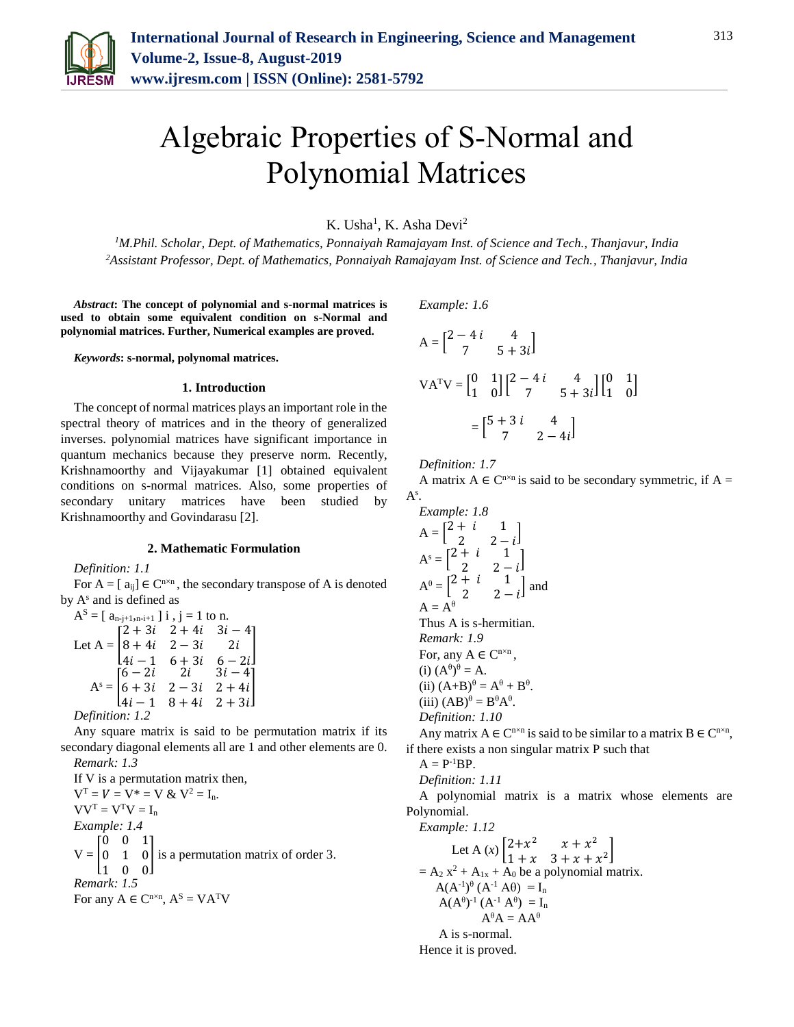# Algebraic Properties of S-Normal and Polynomial Matrices

K. Usha[1], K. Asha Devi[2]

[1]*M.Phil. Scholar, Dept. of Mathematics, Ponnaiyah Ramajayam Inst. of Science and Tech., Thanjavur, India*
[2]*Assistant Professor, Dept. of Mathematics, Ponnaiyah Ramajayam Inst. of Science and Tech., Thanjavur, India*

***Abstract*: The concept of polynomial and s-normal matrices is used to obtain some equivalent condition on s-Normal and polynomial matrices. Further, Numerical examples are proved.**

***Keywords*: s-normal, polynomal matrices.**

## 1. Introduction

The concept of normal matrices plays an important role in the spectral theory of matrices and in the theory of generalized inverses. polynomial matrices have significant importance in quantum mechanics because they preserve norm. Recently, Krishnamoorthy and Vijayakumar [1] obtained equivalent conditions on s-normal matrices. Also, some properties of secondary unitary matrices have been studied by Krishnamoorthy and Govindarasu [2].

## 2. Mathematic Formulation

*Definition: 1.1*

For $A = [a_{ij}] \in C^{n\times n}$, the secondary transpose of A is denoted by $A^s$ and is defined as

$A^S = [a_{n-j+1,n-i+1}]$ i , j = 1 to n.

$$\text{Let } A = \begin{bmatrix} 2+3i & 2+4i & 3i-4 \\ 8+4i & 2-3i & 2i \\ 4i-1 & 6+3i & 6-2i \end{bmatrix}$$

$$A^s = \begin{bmatrix} 6-2i & 2i & 3i-4 \\ 6+3i & 2-3i & 2+4i \\ 4i-1 & 8+4i & 2+3i \end{bmatrix}$$

*Definition: 1.2*

Any square matrix is said to be permutation matrix if its secondary diagonal elements all are 1 and other elements are 0.

*Remark: 1.3*

If V is a permutation matrix then,

$V^T = V = V^* = V$ & $V^2 = I_n$.

$VV^T = V^TV = I_n$

*Example: 1.4*

$$V = \begin{bmatrix} 0 & 0 & 1 \\ 0 & 1 & 0 \\ 1 & 0 & 0 \end{bmatrix}$$ is a permutation matrix of order 3.

*Remark: 1.5*

For any $A \in C^{n\times n}$, $A^S = VA^TV$

*Example: 1.6*

$$A = \begin{bmatrix} 2-4i & 4 \\ 7 & 5+3i \end{bmatrix}$$

$$VA^TV = \begin{bmatrix} 0 & 1 \\ 1 & 0 \end{bmatrix}\begin{bmatrix} 2-4i & 4 \\ 7 & 5+3i \end{bmatrix}\begin{bmatrix} 0 & 1 \\ 1 & 0 \end{bmatrix}$$

$$= \begin{bmatrix} 5+3i & 4 \\ 7 & 2-4i \end{bmatrix}$$

*Definition: 1.7*

A matrix $A \in C^{n\times n}$ is said to be secondary symmetric, if $A = A^s$.

*Example: 1.8*

$$A = \begin{bmatrix} 2+i & 1 \\ 2 & 2-i \end{bmatrix}$$

$$A^s = \begin{bmatrix} 2+i & 1 \\ 2 & 2-i \end{bmatrix}$$

$$A^\theta = \begin{bmatrix} 2+i & 1 \\ 2 & 2-i \end{bmatrix}$$ and

$A = A^\theta$

Thus A is s-hermitian.

*Remark: 1.9*

For, any $A \in C^{n\times n}$,

(i) $(A^\theta)^\theta = A$.

(ii) $(A+B)^\theta = A^\theta + B^\theta$.

(iii) $(AB)^\theta = B^\theta A^\theta$.

*Definition: 1.10*

Any matrix $A \in C^{n\times n}$ is said to be similar to a matrix $B \in C^{n\times n}$, if there exists a non singular matrix P such that

$A = P^{-1}BP$.

*Definition: 1.11*

A polynomial matrix is a matrix whose elements are Polynomial.

*Example: 1.12*

$$\text{Let } A(x) \begin{bmatrix} 2+x^2 & x+x^2 \\ 1+x & 3+x+x^2 \end{bmatrix}$$

$= A_2 x^2 + A_{1x} + A_0$ be a polynomial matrix.

$A(A^{-1})^\theta (A^{-1} A\theta) = I_n$

$A(A^\theta)^{-1} (A^{-1} A^\theta) = I_n$

$A^\theta A = AA^\theta$

A is s-normal.

Hence it is proved.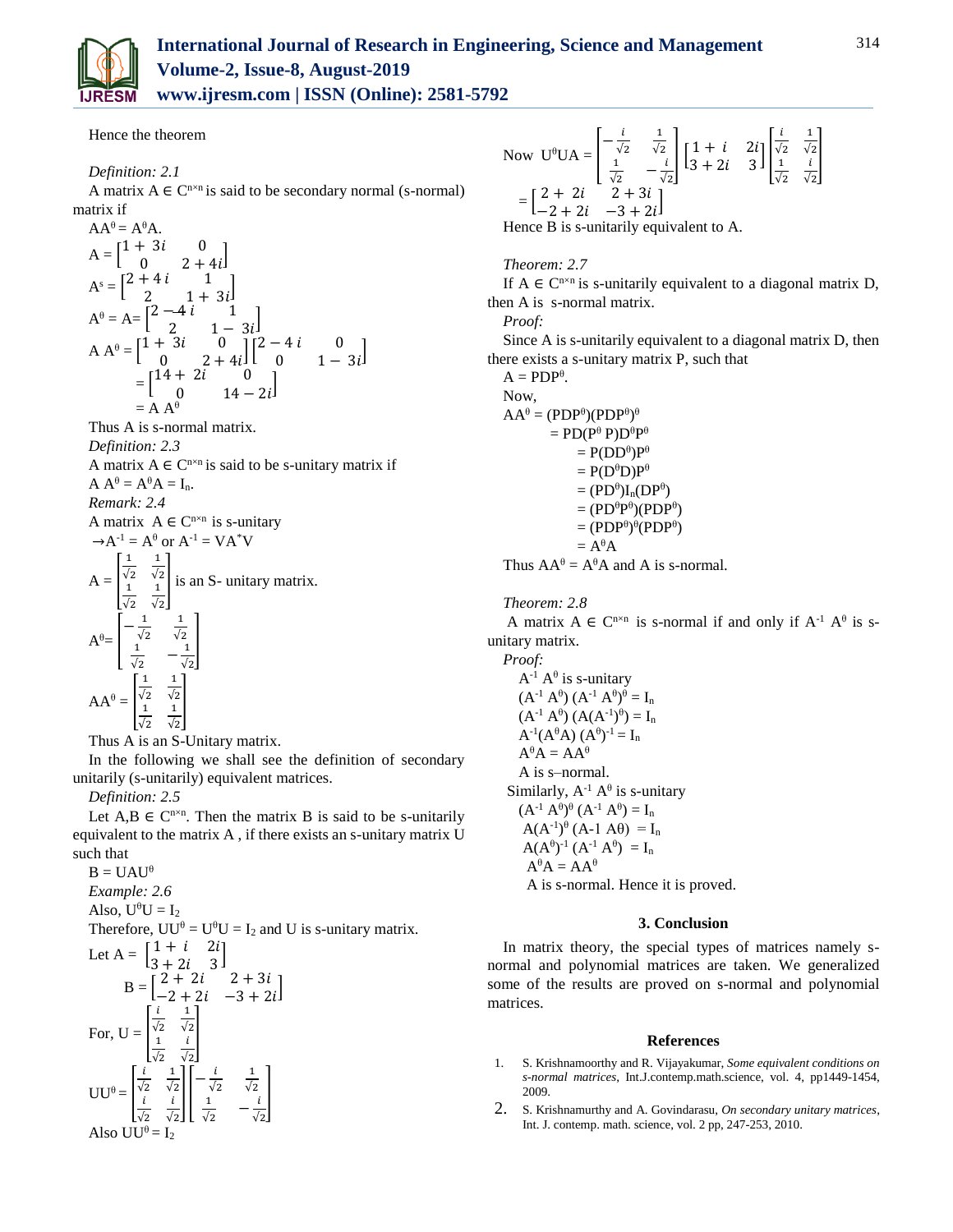Hence the theorem

*Definition: 2.1*

A matrix $A \in C^{n\times n}$ is said to be secondary normal (s-normal) matrix if

$AA^{\theta} = A^{\theta}A.$

$$A = \begin{bmatrix} 1+3i & 0 \\ 0 & 2+4i \end{bmatrix}$$

$$A^s = \begin{bmatrix} 2+4i & 1 \\ 2 & 1+3i \end{bmatrix}$$

$$A^{\theta} = A = \begin{bmatrix} 2-4i & 1 \\ 2 & 1-3i \end{bmatrix}$$

$$A A^{\theta} = \begin{bmatrix} 1+3i & 0 \\ 0 & 2+4i \end{bmatrix}\begin{bmatrix} 2-4i & 0 \\ 0 & 1-3i \end{bmatrix}$$

$$= \begin{bmatrix} 14+2i & 0 \\ 0 & 14-2i \end{bmatrix}$$

$$= A A^{\theta}$$

Thus A is s-normal matrix.

*Definition: 2.3*

A matrix $A \in C^{n\times n}$ is said to be s-unitary matrix if

$A A^{\theta} = A^{\theta}A = I_n.$

*Remark: 2.4*

A matrix $A \in C^{n\times n}$ is s-unitary

$\rightarrow A^{-1} = A^{\theta}$ or $A^{-1} = VA^{*}V$

$$A = \begin{bmatrix} \frac{1}{\sqrt{2}} & \frac{1}{\sqrt{2}} \\ \frac{1}{\sqrt{2}} & \frac{1}{\sqrt{2}} \end{bmatrix}$$ is an S- unitary matrix.

$$A^{\theta} = \begin{bmatrix} -\frac{1}{\sqrt{2}} & \frac{1}{\sqrt{2}} \\ \frac{1}{\sqrt{2}} & -\frac{1}{\sqrt{2}} \end{bmatrix}$$

$$AA^{\theta} = \begin{bmatrix} \frac{1}{\sqrt{2}} & \frac{1}{\sqrt{2}} \\ \frac{1}{\sqrt{2}} & \frac{1}{\sqrt{2}} \end{bmatrix}$$

Thus A is an S-Unitary matrix.

In the following we shall see the definition of secondary unitarily (s-unitarily) equivalent matrices.

*Definition: 2.5*

Let $A,B \in C^{n\times n}$. Then the matrix B is said to be s-unitarily equivalent to the matrix A , if there exists an s-unitary matrix U such that

$B = UAU^{\theta}$

*Example: 2.6*

Also, $U^{\theta}U = I_2$

Therefore, $UU^{\theta} = U^{\theta}U = I_2$ and U is s-unitary matrix.

Let $A = \begin{bmatrix} 1+i & 2i \\ 3+2i & 3 \end{bmatrix}$

$$B = \begin{bmatrix} 2+2i & 2+3i \\ -2+2i & -3+2i \end{bmatrix}$$

For, $U = \begin{bmatrix} \frac{i}{\sqrt{2}} & \frac{1}{\sqrt{2}} \\ \frac{1}{\sqrt{2}} & \frac{i}{\sqrt{2}} \end{bmatrix}$

$$UU^{\theta} = \begin{bmatrix} \frac{i}{\sqrt{2}} & \frac{1}{\sqrt{2}} \\ \frac{i}{\sqrt{2}} & \frac{i}{\sqrt{2}} \end{bmatrix}\begin{bmatrix} -\frac{i}{\sqrt{2}} & \frac{1}{\sqrt{2}} \\ \frac{1}{\sqrt{2}} & -\frac{i}{\sqrt{2}} \end{bmatrix}$$

Also $UU^{\theta} = I_2$

Now $U^{\theta}UA = \begin{bmatrix} -\frac{i}{\sqrt{2}} & \frac{1}{\sqrt{2}} \\ \frac{1}{\sqrt{2}} & -\frac{i}{\sqrt{2}} \end{bmatrix}\begin{bmatrix} 1+i & 2i \\ 3+2i & 3 \end{bmatrix}\begin{bmatrix} \frac{i}{\sqrt{2}} & \frac{1}{\sqrt{2}} \\ \frac{1}{\sqrt{2}} & \frac{i}{\sqrt{2}} \end{bmatrix}$

$$= \begin{bmatrix} 2+2i & 2+3i \\ -2+2i & -3+2i \end{bmatrix}$$

Hence B is s-unitarily equivalent to A.

*Theorem: 2.7*

If $A \in C^{n\times n}$ is s-unitarily equivalent to a diagonal matrix D, then A is s-normal matrix.

*Proof:*

Since A is s-unitarily equivalent to a diagonal matrix D, then there exists a s-unitary matrix P, such that

$A = PDP^{\theta}.$

Now,

$$\begin{aligned} AA^{\theta} &= (PDP^{\theta})(PDP^{\theta})^{\theta} \\ &= PD(P^{\theta} P)D^{\theta}P^{\theta} \\ &= P(DD^{\theta})P^{\theta} \\ &= P(D^{\theta}D)P^{\theta} \\ &= (PD^{\theta})I_n(DP^{\theta}) \\ &= (PD^{\theta}P^{\theta})(PDP^{\theta}) \\ &= (PDP^{\theta})^{\theta}(PDP^{\theta}) \\ &= A^{\theta}A \end{aligned}$$

Thus $AA^{\theta} = A^{\theta}A$ and A is s-normal.

*Theorem: 2.8*

A matrix $A \in C^{n\times n}$ is s-normal if and only if $A^{-1} A^{\theta}$ is s-unitary matrix.

*Proof:*

$A^{-1} A^{\theta}$ is s-unitary

$(A^{-1} A^{\theta}) (A^{-1} A^{\theta})^{\theta} = I_n$

$(A^{-1} A^{\theta}) (A(A^{-1})^{\theta}) = I_n$

$A^{-1}(A^{\theta}A) (A^{\theta})^{-1} = I_n$

$A^{\theta}A = AA^{\theta}$

A is s–normal.

Similarly, $A^{-1} A^{\theta}$ is s-unitary

$(A^{-1} A^{\theta})^{\theta} (A^{-1} A^{\theta}) = I_n$

$A(A^{-1})^{\theta} (A\text{-}1\ A\theta) = I_n$

$A(A^{\theta})^{-1} (A^{-1} A^{\theta}) = I_n$

$A^{\theta}A = AA^{\theta}$

A is s-normal. Hence it is proved.

## 3. Conclusion

In matrix theory, the special types of matrices namely s-normal and polynomial matrices are taken. We generalized some of the results are proved on s-normal and polynomial matrices.

## References

1. S. Krishnamoorthy and R. Vijayakumar, *Some equivalent conditions on s-normal matrices*, Int.J.contemp.math.science, vol. 4, pp1449-1454, 2009.
2. S. Krishnamurthy and A. Govindarasu, *On secondary unitary matrices*, Int. J. contemp. math. science, vol. 2 pp, 247-253, 2010.